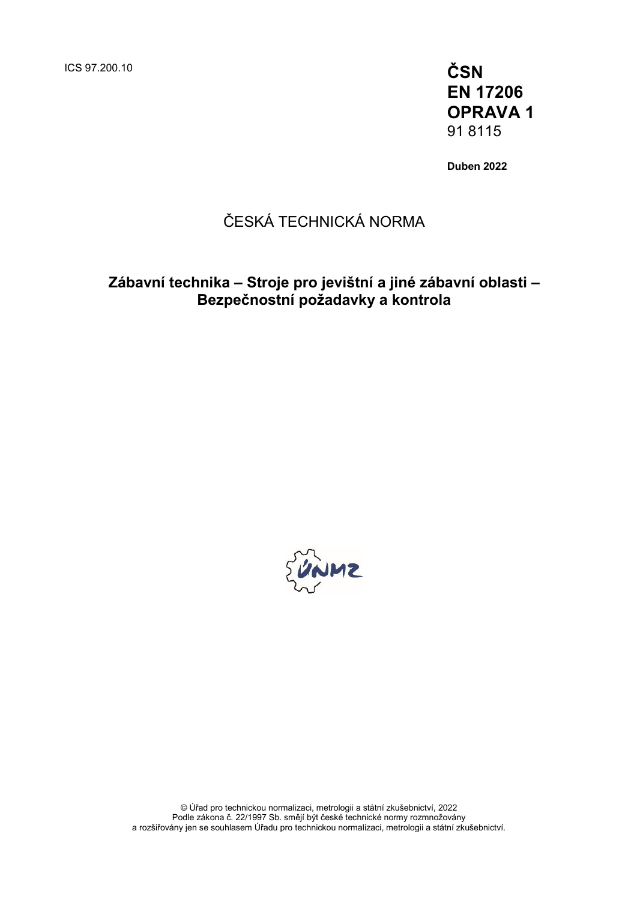ICS 97.200.10

**ČSN**
**EN 17206**
**OPRAVA 1**
91 8115

**Duben 2022**

# ČESKÁ TECHNICKÁ NORMA

## Zábavní technika – Stroje pro jevištní a jiné zábavní oblasti – Bezpečnostní požadavky a kontrola

© Úřad pro technickou normalizaci, metrologii a státní zkušebnictví, 2022
Podle zákona č. 22/1997 Sb. smějí být české technické normy rozmnožovány
a rozšiřovány jen se souhlasem Úřadu pro technickou normalizaci, metrologii a státní zkušebnictví.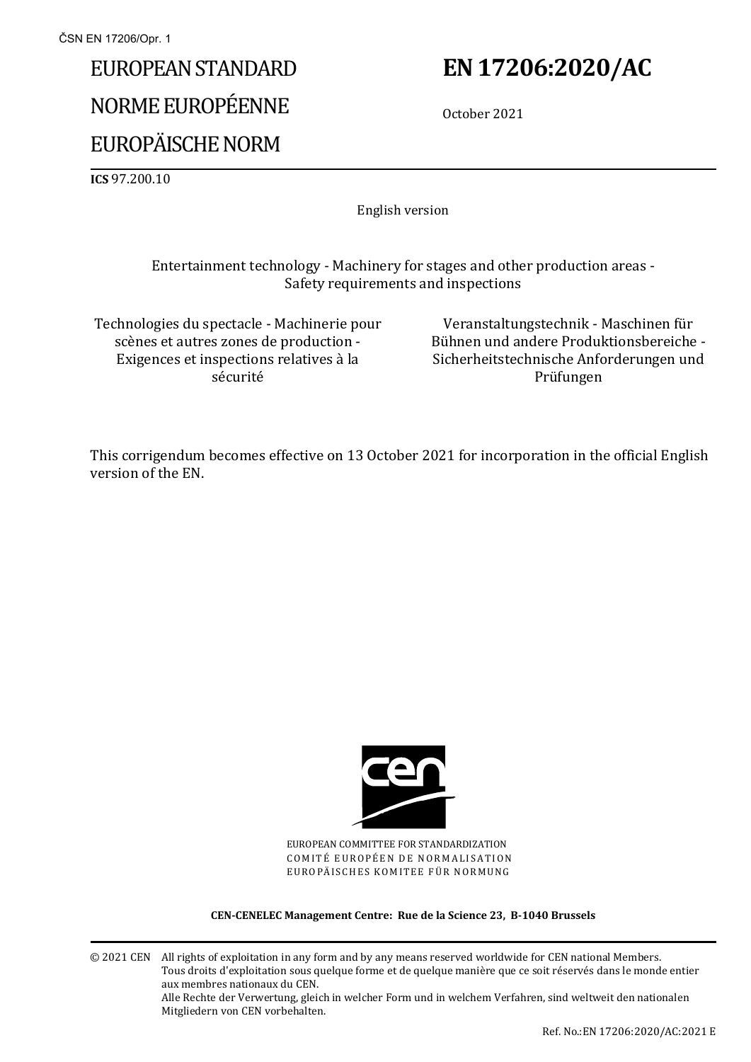EUROPEAN STANDARD

NORME EUROPÉENNE

EUROPÄISCHE NORM

# EN 17206:2020/AC

October 2021

**ICS** 97.200.10

English version

Entertainment technology - Machinery for stages and other production areas - Safety requirements and inspections

Technologies du spectacle - Machinerie pour scènes et autres zones de production - Exigences et inspections relatives à la sécurité

Veranstaltungstechnik - Maschinen für Bühnen und andere Produktionsbereiche - Sicherheitstechnische Anforderungen und Prüfungen

This corrigendum becomes effective on 13 October 2021 for incorporation in the official English version of the EN.

EUROPEAN COMMITTEE FOR STANDARDIZATION
COMITÉ EUROPÉEN DE NORMALISATION
EUROPÄISCHES KOMITEE FÜR NORMUNG

**CEN-CENELEC Management Centre: Rue de la Science 23, B-1040 Brussels**

© 2021 CEN All rights of exploitation in any form and by any means reserved worldwide for CEN national Members.
Tous droits d'exploitation sous quelque forme et de quelque manière que ce soit réservés dans le monde entier aux membres nationaux du CEN.
Alle Rechte der Verwertung, gleich in welcher Form und in welchem Verfahren, sind weltweit den nationalen Mitgliedern von CEN vorbehalten.

Ref. No.:EN 17206:2020/AC:2021 E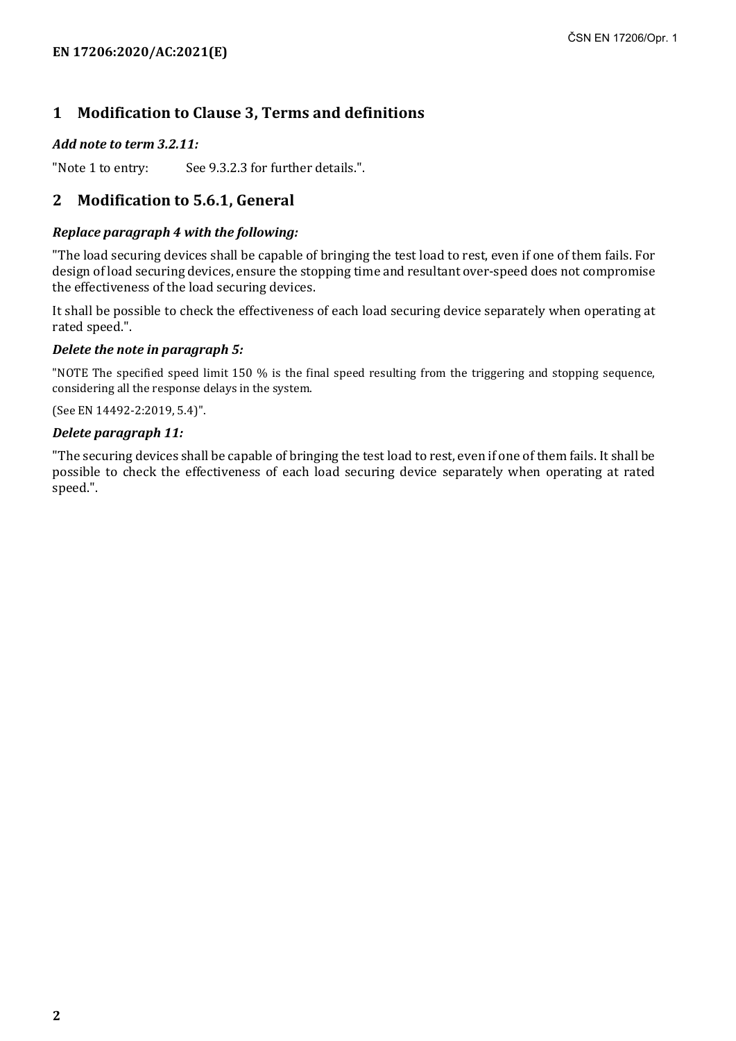## 1 Modification to Clause 3, Terms and definitions

***Add note to term 3.2.11:***

"Note 1 to entry: See 9.3.2.3 for further details.".

## 2 Modification to 5.6.1, General

***Replace paragraph 4 with the following:***

"The load securing devices shall be capable of bringing the test load to rest, even if one of them fails. For design of load securing devices, ensure the stopping time and resultant over-speed does not compromise the effectiveness of the load securing devices.

It shall be possible to check the effectiveness of each load securing device separately when operating at rated speed.".

***Delete the note in paragraph 5:***

"NOTE The specified speed limit 150 % is the final speed resulting from the triggering and stopping sequence, considering all the response delays in the system.

(See EN 14492-2:2019, 5.4)".

***Delete paragraph 11:***

"The securing devices shall be capable of bringing the test load to rest, even if one of them fails. It shall be possible to check the effectiveness of each load securing device separately when operating at rated speed.".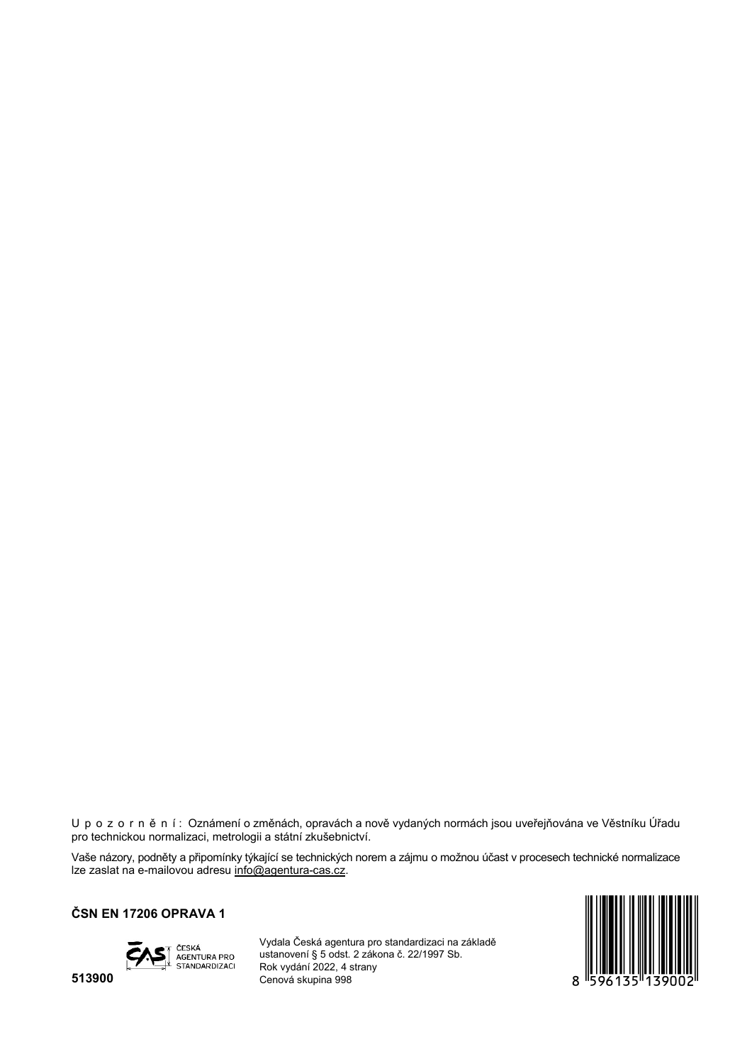U p o z o r n ě n í : Oznámení o změnách, opravách a nově vydaných normách jsou uveřejňována ve Věstníku Úřadu pro technickou normalizaci, metrologii a státní zkušebnictví.

Vaše názory, podněty a připomínky týkající se technických norem a zájmu o možnou účast v procesech technické normalizace lze zaslat na e-mailovou adresu info@agentura-cas.cz.

**ČSN EN 17206 OPRAVA 1**

ČESKÁ AGENTURA PRO STANDARDIZACI

Vydala Česká agentura pro standardizaci na základě ustanovení § 5 odst. 2 zákona č. 22/1997 Sb.
Rok vydání 2022, 4 strany
Cenová skupina 998

**513900**

8 596135 139002